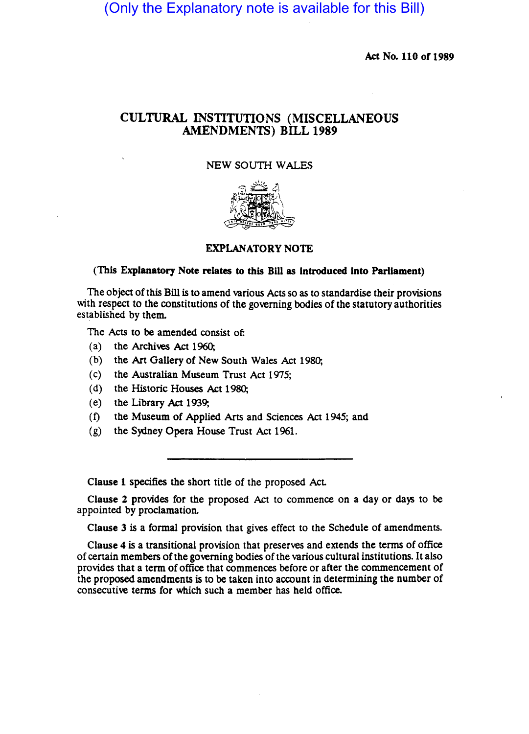(Only the Explanatory note is available for this Bill)

**Act No. 110 of 1989**

# CULTURAL INSTITUTIONS (MISCELLANEOUS AMENDMENTS) BILL 1989

NEW SOUTH WALES

## EXPLANATORY NOTE

**(This Explanatory Note relates to this Bill as introduced into Parliament)**

The object of this Bill is to amend various Acts so as to standardise their provisions with respect to the constitutions of the governing bodies of the statutory authorities established by them.

The Acts to be amended consist of:

(a) the Archives Act 1960;

(b) the Art Gallery of New South Wales Act 1980;

(c) the Australian Museum Trust Act 1975;

(d) the Historic Houses Act 1980;

(e) the Library Act 1939;

(f) the Museum of Applied Arts and Sciences Act 1945; and

(g) the Sydney Opera House Trust Act 1961.

---

**Clause 1** specifies the short title of the proposed Act.

**Clause 2** provides for the proposed Act to commence on a day or days to be appointed by proclamation.

**Clause 3** is a formal provision that gives effect to the Schedule of amendments.

**Clause 4** is a transitional provision that preserves and extends the terms of office of certain members of the governing bodies of the various cultural institutions. It also provides that a term of office that commences before or after the commencement of the proposed amendments is to be taken into account in determining the number of consecutive terms for which such a member has held office.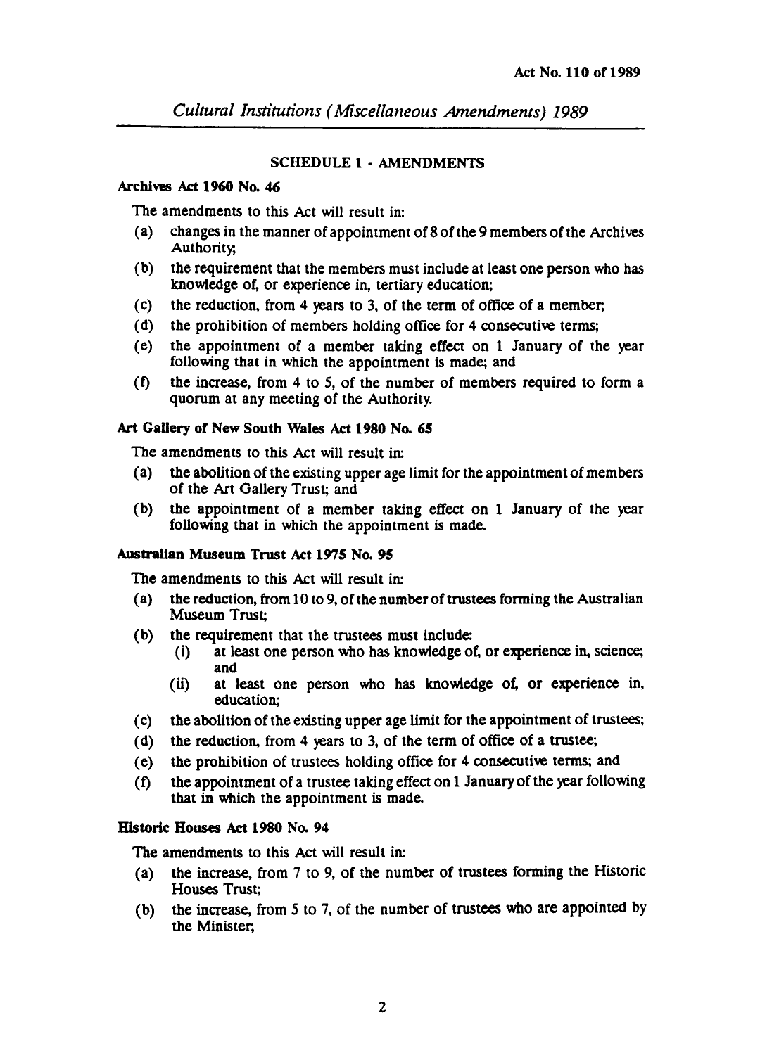## SCHEDULE 1 - AMENDMENTS

### Archives Act 1960 No. 46

The amendments to this Act will result in:

- (a) changes in the manner of appointment of 8 of the 9 members of the Archives Authority;
- (b) the requirement that the members must include at least one person who has knowledge of, or experience in, tertiary education;
- (c) the reduction, from 4 years to 3, of the term of office of a member;
- (d) the prohibition of members holding office for 4 consecutive terms;
- (e) the appointment of a member taking effect on 1 January of the year following that in which the appointment is made; and
- (f) the increase, from 4 to 5, of the number of members required to form a quorum at any meeting of the Authority.

### Art Gallery of New South Wales Act 1980 No. 65

The amendments to this Act will result in:

- (a) the abolition of the existing upper age limit for the appointment of members of the Art Gallery Trust; and
- (b) the appointment of a member taking effect on 1 January of the year following that in which the appointment is made.

### Australian Museum Trust Act 1975 No. 95

The amendments to this Act will result in:

- (a) the reduction, from 10 to 9, of the number of trustees forming the Australian Museum Trust;
- (b) the requirement that the trustees must include:
  - (i) at least one person who has knowledge of, or experience in, science; and
  - (ii) at least one person who has knowledge of, or experience in, education;
- (c) the abolition of the existing upper age limit for the appointment of trustees;
- (d) the reduction, from 4 years to 3, of the term of office of a trustee;
- (e) the prohibition of trustees holding office for 4 consecutive terms; and
- (f) the appointment of a trustee taking effect on 1 January of the year following that in which the appointment is made.

### Historic Houses Act 1980 No. 94

The amendments to this Act will result in:

- (a) the increase, from 7 to 9, of the number of trustees forming the Historic Houses Trust;
- (b) the increase, from 5 to 7, of the number of trustees who are appointed by the Minister;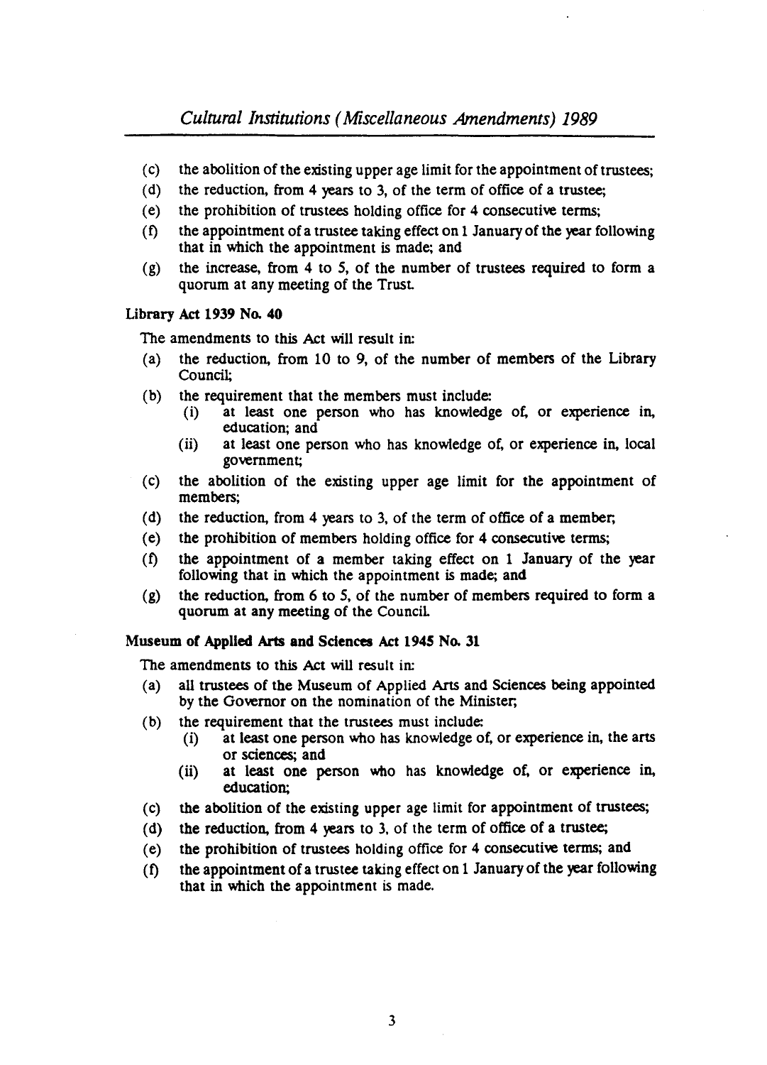(c) the abolition of the existing upper age limit for the appointment of trustees;

(d) the reduction, from 4 years to 3, of the term of office of a trustee;

(e) the prohibition of trustees holding office for 4 consecutive terms;

(f) the appointment of a trustee taking effect on 1 January of the year following that in which the appointment is made; and

(g) the increase, from 4 to 5, of the number of trustees required to form a quorum at any meeting of the Trust.

**Library Act 1939 No. 40**

The amendments to this Act will result in:

(a) the reduction, from 10 to 9, of the number of members of the Library Council;

(b) the requirement that the members must include:

  (i) at least one person who has knowledge of, or experience in, education; and

  (ii) at least one person who has knowledge of, or experience in, local government;

(c) the abolition of the existing upper age limit for the appointment of members;

(d) the reduction, from 4 years to 3, of the term of office of a member;

(e) the prohibition of members holding office for 4 consecutive terms;

(f) the appointment of a member taking effect on 1 January of the year following that in which the appointment is made; and

(g) the reduction, from 6 to 5, of the number of members required to form a quorum at any meeting of the Council.

**Museum of Applied Arts and Sciences Act 1945 No. 31**

The amendments to this Act will result in:

(a) all trustees of the Museum of Applied Arts and Sciences being appointed by the Governor on the nomination of the Minister;

(b) the requirement that the trustees must include:

  (i) at least one person who has knowledge of, or experience in, the arts or sciences; and

  (ii) at least one person who has knowledge of, or experience in, education;

(c) the abolition of the existing upper age limit for appointment of trustees;

(d) the reduction, from 4 years to 3, of the term of office of a trustee;

(e) the prohibition of trustees holding office for 4 consecutive terms; and

(f) the appointment of a trustee taking effect on 1 January of the year following that in which the appointment is made.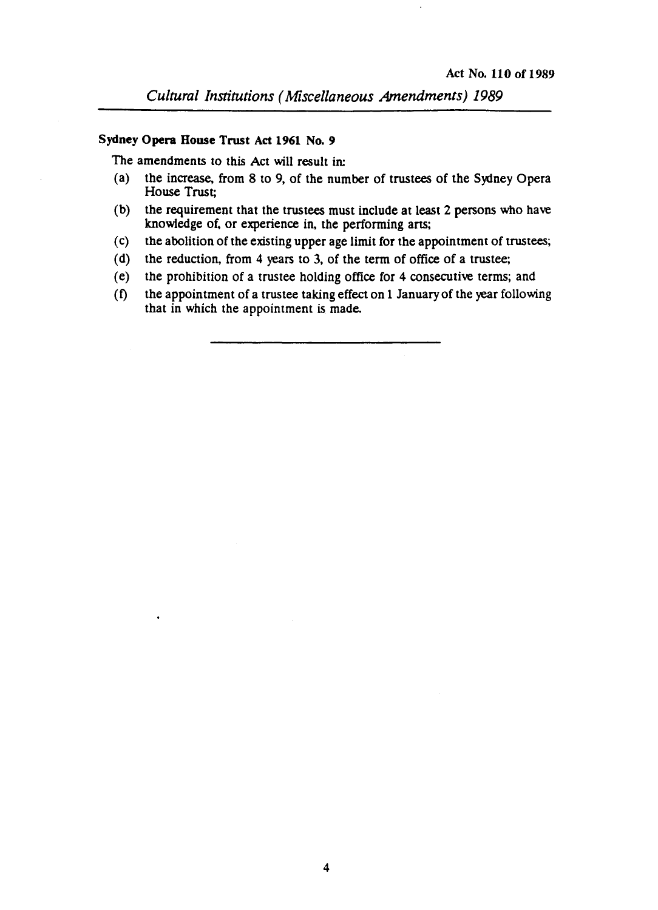**Sydney Opera House Trust Act 1961 No. 9**

The amendments to this Act will result in:

(a) the increase, from 8 to 9, of the number of trustees of the Sydney Opera House Trust;

(b) the requirement that the trustees must include at least 2 persons who have knowledge of, or experience in, the performing arts;

(c) the abolition of the existing upper age limit for the appointment of trustees;

(d) the reduction, from 4 years to 3, of the term of office of a trustee;

(e) the prohibition of a trustee holding office for 4 consecutive terms; and

(f) the appointment of a trustee taking effect on 1 January of the year following that in which the appointment is made.